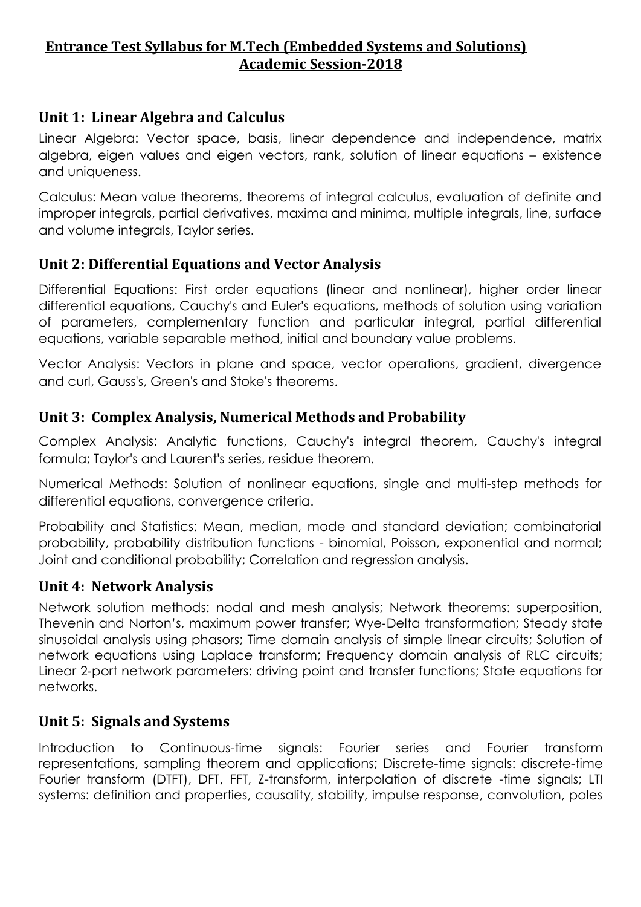# Entrance Test Syllabus for M.Tech (Embedded Systems and Solutions) Academic Session-2018

## Unit 1: Linear Algebra and Calculus

Linear Algebra: Vector space, basis, linear dependence and independence, matrix algebra, eigen values and eigen vectors, rank, solution of linear equations – existence and uniqueness.

Calculus: Mean value theorems, theorems of integral calculus, evaluation of definite and improper integrals, partial derivatives, maxima and minima, multiple integrals, line, surface and volume integrals, Taylor series.

## Unit 2: Differential Equations and Vector Analysis

Differential Equations: First order equations (linear and nonlinear), higher order linear differential equations, Cauchy's and Euler's equations, methods of solution using variation of parameters, complementary function and particular integral, partial differential equations, variable separable method, initial and boundary value problems.

Vector Analysis: Vectors in plane and space, vector operations, gradient, divergence and curl, Gauss's, Green's and Stoke's theorems.

## Unit 3: Complex Analysis, Numerical Methods and Probability

Complex Analysis: Analytic functions, Cauchy's integral theorem, Cauchy's integral formula; Taylor's and Laurent's series, residue theorem.

Numerical Methods: Solution of nonlinear equations, single and multi-step methods for differential equations, convergence criteria.

Probability and Statistics: Mean, median, mode and standard deviation; combinatorial probability, probability distribution functions - binomial, Poisson, exponential and normal; Joint and conditional probability; Correlation and regression analysis.

## Unit 4: Network Analysis

Network solution methods: nodal and mesh analysis; Network theorems: superposition, Thevenin and Norton's, maximum power transfer; Wye-Delta transformation; Steady state sinusoidal analysis using phasors; Time domain analysis of simple linear circuits; Solution of network equations using Laplace transform; Frequency domain analysis of RLC circuits; Linear 2-port network parameters: driving point and transfer functions; State equations for networks.

## Unit 5: Signals and Systems

Introduction to Continuous-time signals: Fourier series and Fourier transform representations, sampling theorem and applications; Discrete-time signals: discrete-time Fourier transform (DTFT), DFT, FFT, Z-transform, interpolation of discrete -time signals; LTI systems: definition and properties, causality, stability, impulse response, convolution, poles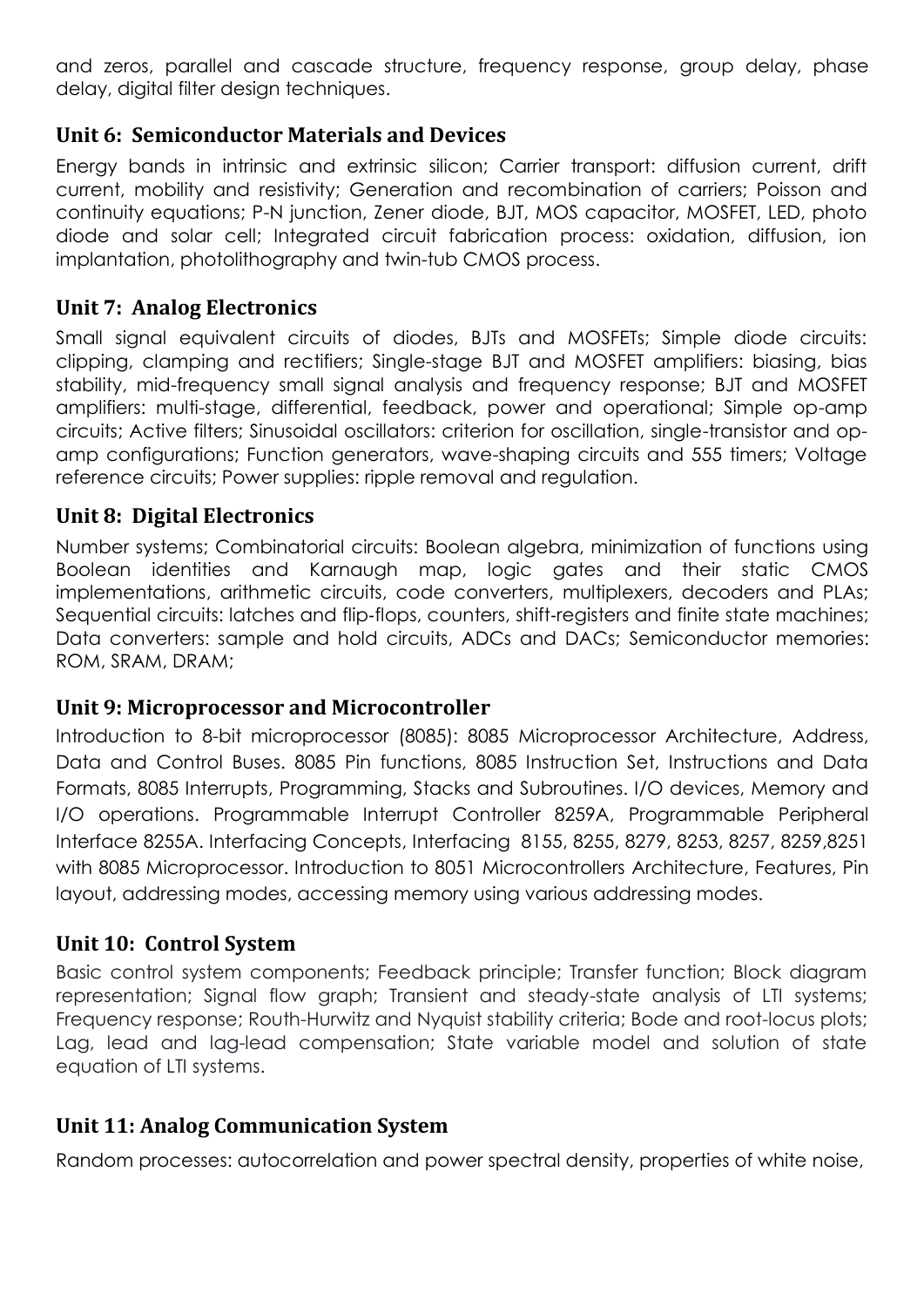and zeros, parallel and cascade structure, frequency response, group delay, phase delay, digital filter design techniques.

## Unit 6: Semiconductor Materials and Devices

Energy bands in intrinsic and extrinsic silicon; Carrier transport: diffusion current, drift current, mobility and resistivity; Generation and recombination of carriers; Poisson and continuity equations; P-N junction, Zener diode, BJT, MOS capacitor, MOSFET, LED, photo diode and solar cell; Integrated circuit fabrication process: oxidation, diffusion, ion implantation, photolithography and twin-tub CMOS process.

## Unit 7: Analog Electronics

Small signal equivalent circuits of diodes, BJTs and MOSFETs; Simple diode circuits: clipping, clamping and rectifiers; Single-stage BJT and MOSFET amplifiers: biasing, bias stability, mid-frequency small signal analysis and frequency response; BJT and MOSFET amplifiers: multi-stage, differential, feedback, power and operational; Simple op-amp circuits; Active filters; Sinusoidal oscillators: criterion for oscillation, single-transistor and op-amp configurations; Function generators, wave-shaping circuits and 555 timers; Voltage reference circuits; Power supplies: ripple removal and regulation.

## Unit 8: Digital Electronics

Number systems; Combinatorial circuits: Boolean algebra, minimization of functions using Boolean identities and Karnaugh map, logic gates and their static CMOS implementations, arithmetic circuits, code converters, multiplexers, decoders and PLAs; Sequential circuits: latches and flip-flops, counters, shift-registers and finite state machines; Data converters: sample and hold circuits, ADCs and DACs; Semiconductor memories: ROM, SRAM, DRAM;

## Unit 9: Microprocessor and Microcontroller

Introduction to 8-bit microprocessor (8085): 8085 Microprocessor Architecture, Address, Data and Control Buses. 8085 Pin functions, 8085 Instruction Set, Instructions and Data Formats, 8085 Interrupts, Programming, Stacks and Subroutines. I/O devices, Memory and I/O operations. Programmable Interrupt Controller 8259A, Programmable Peripheral Interface 8255A. Interfacing Concepts, Interfacing 8155, 8255, 8279, 8253, 8257, 8259,8251 with 8085 Microprocessor. Introduction to 8051 Microcontrollers Architecture, Features, Pin layout, addressing modes, accessing memory using various addressing modes.

## Unit 10: Control System

Basic control system components; Feedback principle; Transfer function; Block diagram representation; Signal flow graph; Transient and steady-state analysis of LTI systems; Frequency response; Routh-Hurwitz and Nyquist stability criteria; Bode and root-locus plots; Lag, lead and lag-lead compensation; State variable model and solution of state equation of LTI systems.

## Unit 11: Analog Communication System

Random processes: autocorrelation and power spectral density, properties of white noise,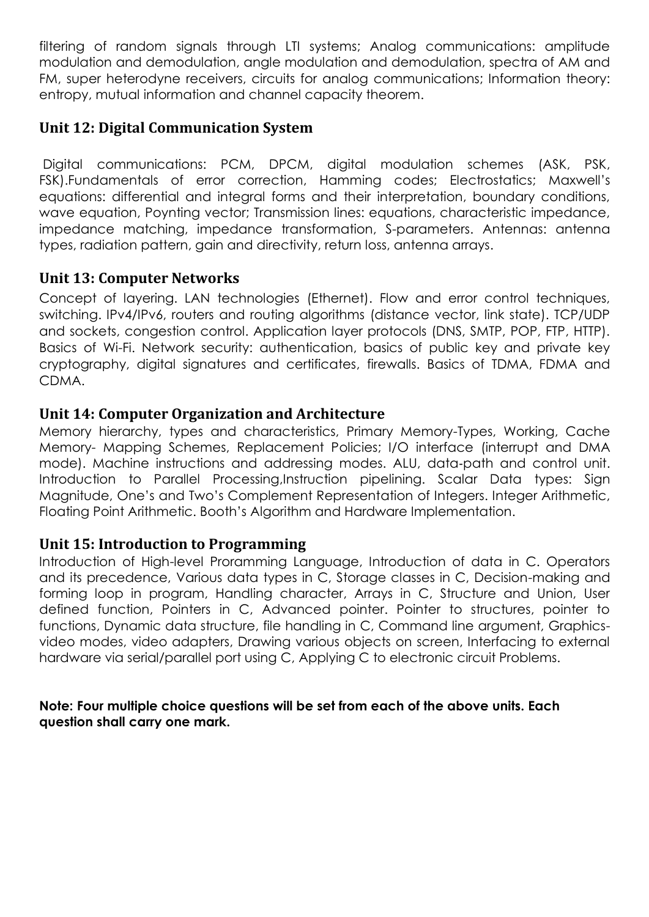filtering of random signals through LTI systems; Analog communications: amplitude modulation and demodulation, angle modulation and demodulation, spectra of AM and FM, super heterodyne receivers, circuits for analog communications; Information theory: entropy, mutual information and channel capacity theorem.

## Unit 12: Digital Communication System

Digital communications: PCM, DPCM, digital modulation schemes (ASK, PSK, FSK).Fundamentals of error correction, Hamming codes; Electrostatics; Maxwell's equations: differential and integral forms and their interpretation, boundary conditions, wave equation, Poynting vector; Transmission lines: equations, characteristic impedance, impedance matching, impedance transformation, S-parameters. Antennas: antenna types, radiation pattern, gain and directivity, return loss, antenna arrays.

## Unit 13: Computer Networks

Concept of layering. LAN technologies (Ethernet). Flow and error control techniques, switching. IPv4/IPv6, routers and routing algorithms (distance vector, link state). TCP/UDP and sockets, congestion control. Application layer protocols (DNS, SMTP, POP, FTP, HTTP). Basics of Wi-Fi. Network security: authentication, basics of public key and private key cryptography, digital signatures and certificates, firewalls. Basics of TDMA, FDMA and CDMA.

## Unit 14: Computer Organization and Architecture

Memory hierarchy, types and characteristics, Primary Memory-Types, Working, Cache Memory- Mapping Schemes, Replacement Policies; I/O interface (interrupt and DMA mode). Machine instructions and addressing modes. ALU, data-path and control unit. Introduction to Parallel Processing,Instruction pipelining. Scalar Data types: Sign Magnitude, One's and Two's Complement Representation of Integers. Integer Arithmetic, Floating Point Arithmetic. Booth's Algorithm and Hardware Implementation.

## Unit 15: Introduction to Programming

Introduction of High-level Proramming Language, Introduction of data in C. Operators and its precedence, Various data types in C, Storage classes in C, Decision-making and forming loop in program, Handling character, Arrays in C, Structure and Union, User defined function, Pointers in C, Advanced pointer. Pointer to structures, pointer to functions, Dynamic data structure, file handling in C, Command line argument, Graphics-video modes, video adapters, Drawing various objects on screen, Interfacing to external hardware via serial/parallel port using C, Applying C to electronic circuit Problems.

**Note: Four multiple choice questions will be set from each of the above units. Each question shall carry one mark.**